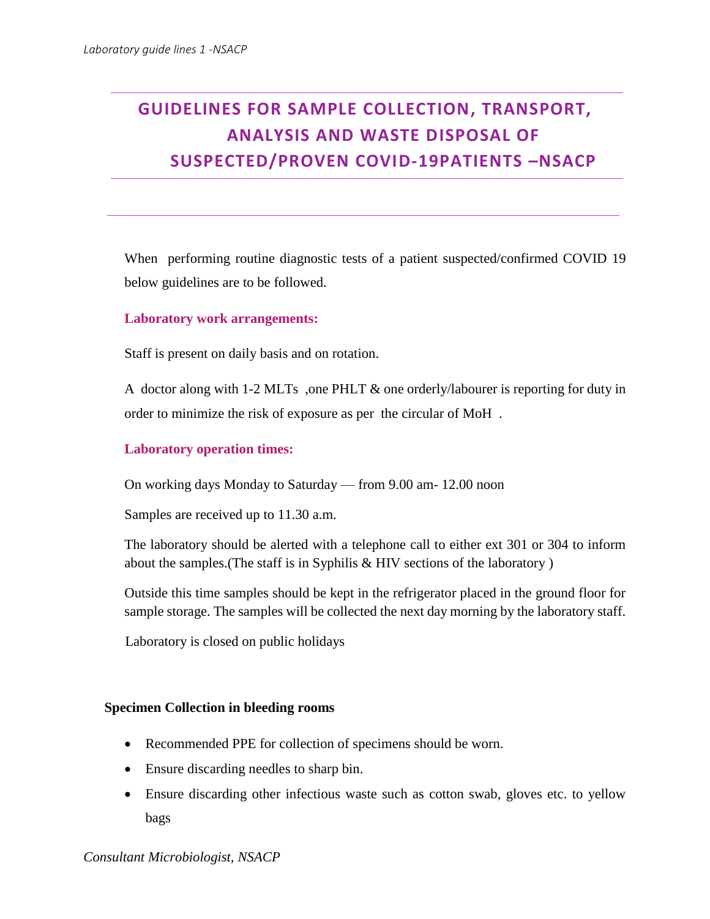# GUIDELINES FOR SAMPLE COLLECTION, TRANSPORT, ANALYSIS AND WASTE DISPOSAL OF SUSPECTED/PROVEN COVID-19PATIENTS –NSACP

When performing routine diagnostic tests of a patient suspected/confirmed COVID 19 below guidelines are to be followed.

**Laboratory work arrangements:**

Staff is present on daily basis and on rotation.

A doctor along with 1-2 MLTs ,one PHLT & one orderly/labourer is reporting for duty in order to minimize the risk of exposure as per the circular of MoH .

**Laboratory operation times:**

On working days Monday to Saturday — from 9.00 am- 12.00 noon

Samples are received up to 11.30 a.m.

The laboratory should be alerted with a telephone call to either ext 301 or 304 to inform about the samples.(The staff is in Syphilis & HIV sections of the laboratory )

Outside this time samples should be kept in the refrigerator placed in the ground floor for sample storage. The samples will be collected the next day morning by the laboratory staff.

Laboratory is closed on public holidays

**Specimen Collection in bleeding rooms**

- Recommended PPE for collection of specimens should be worn.
- Ensure discarding needles to sharp bin.
- Ensure discarding other infectious waste such as cotton swab, gloves etc. to yellow bags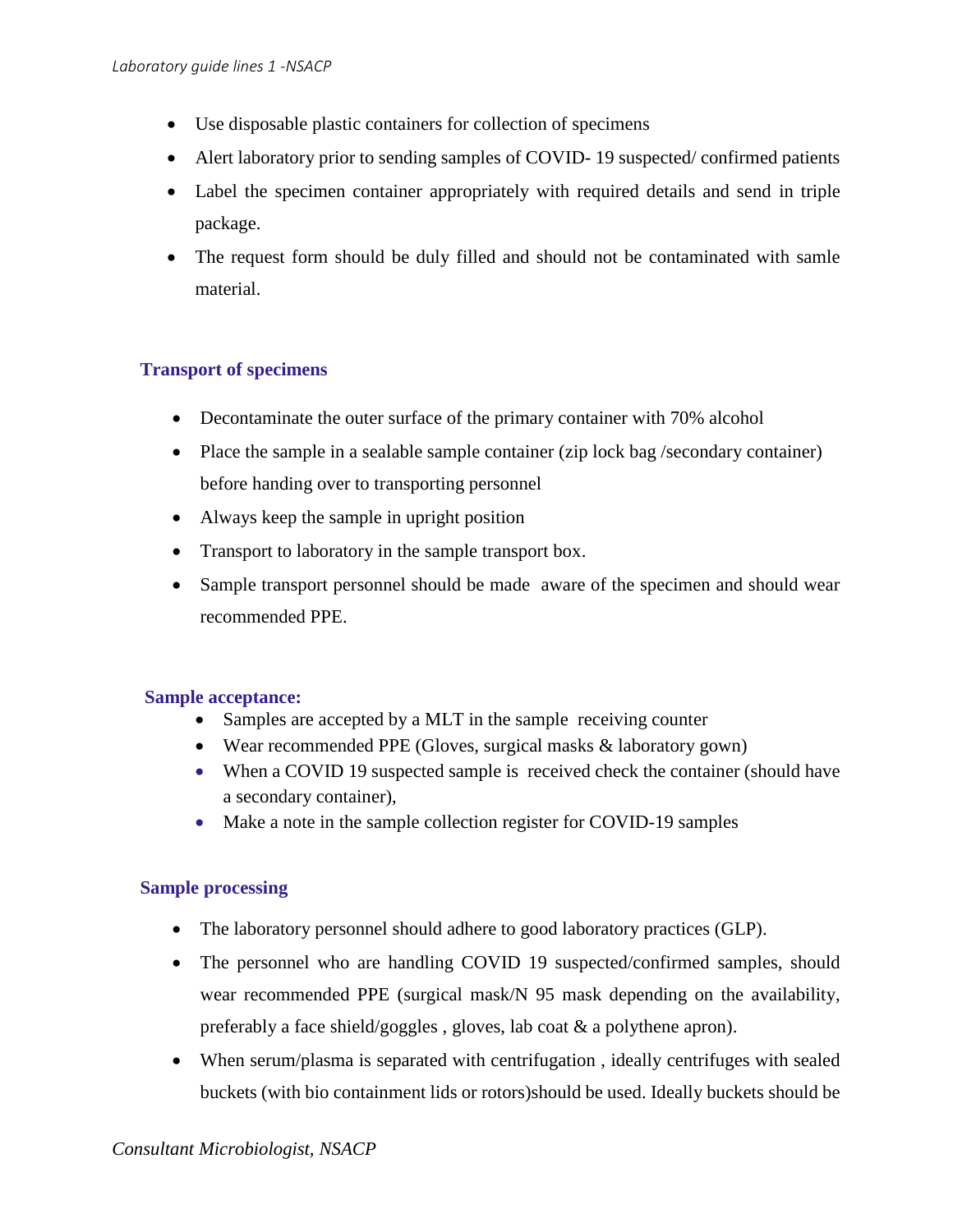- Use disposable plastic containers for collection of specimens
- Alert laboratory prior to sending samples of COVID- 19 suspected/ confirmed patients
- Label the specimen container appropriately with required details and send in triple package.
- The request form should be duly filled and should not be contaminated with samle material.

### Transport of specimens

- Decontaminate the outer surface of the primary container with 70% alcohol
- Place the sample in a sealable sample container (zip lock bag /secondary container) before handing over to transporting personnel
- Always keep the sample in upright position
- Transport to laboratory in the sample transport box.
- Sample transport personnel should be made aware of the specimen and should wear recommended PPE.

### Sample acceptance:

- Samples are accepted by a MLT in the sample receiving counter
- Wear recommended PPE (Gloves, surgical masks & laboratory gown)
- When a COVID 19 suspected sample is received check the container (should have a secondary container),
- Make a note in the sample collection register for COVID-19 samples

### Sample processing

- The laboratory personnel should adhere to good laboratory practices (GLP).
- The personnel who are handling COVID 19 suspected/confirmed samples, should wear recommended PPE (surgical mask/N 95 mask depending on the availability, preferably a face shield/goggles , gloves, lab coat & a polythene apron).
- When serum/plasma is separated with centrifugation , ideally centrifuges with sealed buckets (with bio containment lids or rotors)should be used. Ideally buckets should be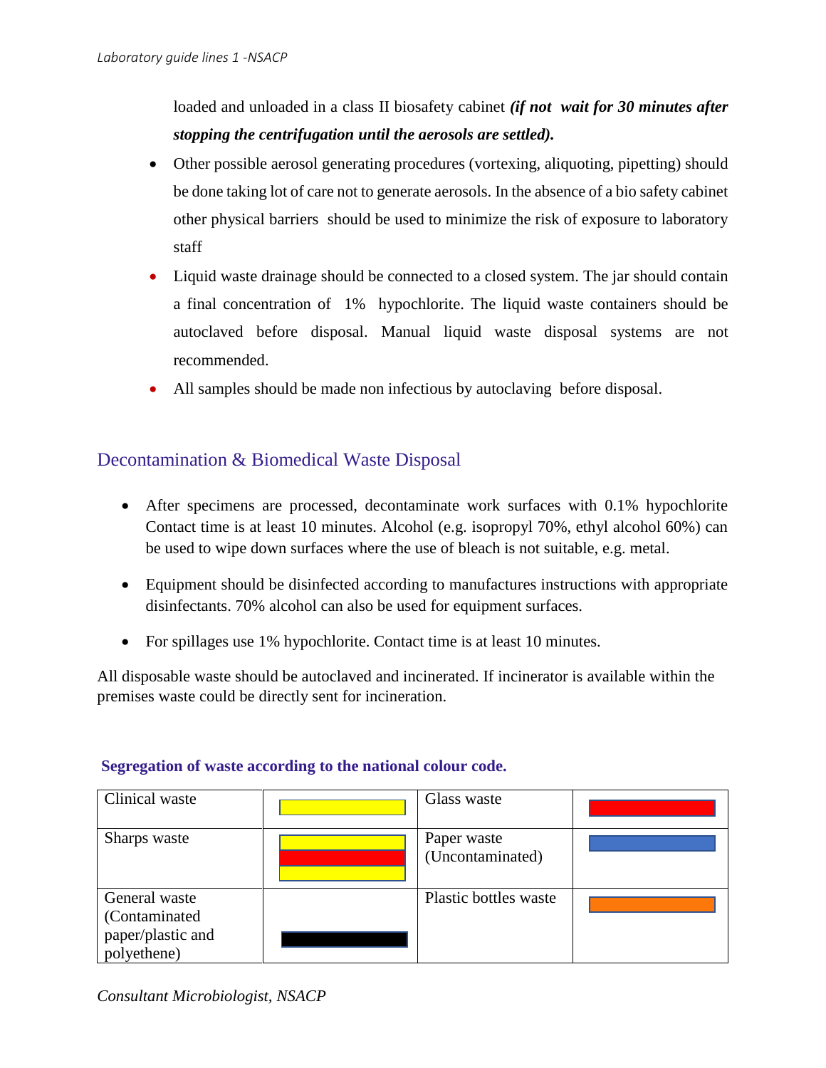loaded and unloaded in a class II biosafety cabinet ***(if not wait for 30 minutes after stopping the centrifugation until the aerosols are settled).***

- Other possible aerosol generating procedures (vortexing, aliquoting, pipetting) should be done taking lot of care not to generate aerosols. In the absence of a bio safety cabinet other physical barriers should be used to minimize the risk of exposure to laboratory staff
- Liquid waste drainage should be connected to a closed system. The jar should contain a final concentration of 1% hypochlorite. The liquid waste containers should be autoclaved before disposal. Manual liquid waste disposal systems are not recommended.
- All samples should be made non infectious by autoclaving before disposal.

## Decontamination & Biomedical Waste Disposal

- After specimens are processed, decontaminate work surfaces with 0.1% hypochlorite Contact time is at least 10 minutes. Alcohol (e.g. isopropyl 70%, ethyl alcohol 60%) can be used to wipe down surfaces where the use of bleach is not suitable, e.g. metal.
- Equipment should be disinfected according to manufactures instructions with appropriate disinfectants. 70% alcohol can also be used for equipment surfaces.
- For spillages use 1% hypochlorite. Contact time is at least 10 minutes.

All disposable waste should be autoclaved and incinerated. If incinerator is available within the premises waste could be directly sent for incineration.

**Segregation of waste according to the national colour code.**

| Waste type | Colour | Waste type | Colour |
|---|---|---|---|
| Clinical waste | Yellow | Glass waste | Red |
| Sharps waste | Yellow / Red / Yellow | Paper waste (Uncontaminated) | Blue |
| General waste (Contaminated paper/plastic and polyethene) | Black | Plastic bottles waste | Orange |

*Consultant Microbiologist, NSACP*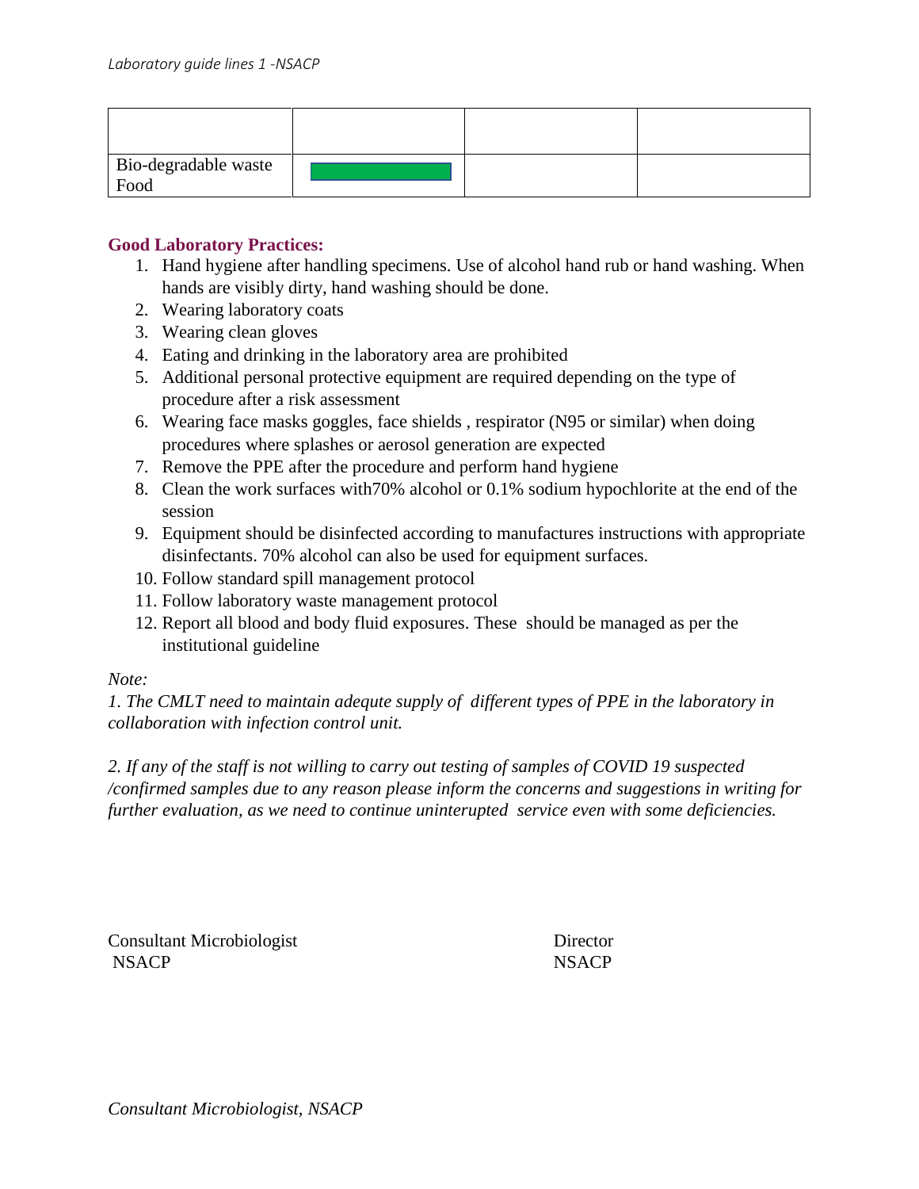| | | | |
|---|---|---|---|
| | | | |
| Bio-degradable waste Food | | | |

**Good Laboratory Practices:**

1. Hand hygiene after handling specimens. Use of alcohol hand rub or hand washing. When hands are visibly dirty, hand washing should be done.
2. Wearing laboratory coats
3. Wearing clean gloves
4. Eating and drinking in the laboratory area are prohibited
5. Additional personal protective equipment are required depending on the type of procedure after a risk assessment
6. Wearing face masks goggles, face shields , respirator (N95 or similar) when doing procedures where splashes or aerosol generation are expected
7. Remove the PPE after the procedure and perform hand hygiene
8. Clean the work surfaces with70% alcohol or 0.1% sodium hypochlorite at the end of the session
9. Equipment should be disinfected according to manufactures instructions with appropriate disinfectants. 70% alcohol can also be used for equipment surfaces.
10. Follow standard spill management protocol
11. Follow laboratory waste management protocol
12. Report all blood and body fluid exposures. These should be managed as per the institutional guideline

*Note:*

*1. The CMLT need to maintain adequte supply of different types of PPE in the laboratory in collaboration with infection control unit.*

*2. If any of the staff is not willing to carry out testing of samples of COVID 19 suspected /confirmed samples due to any reason please inform the concerns and suggestions in writing for further evaluation, as we need to continue uninterupted service even with some deficiencies.*

Consultant Microbiologist
NSACP

Director
NSACP